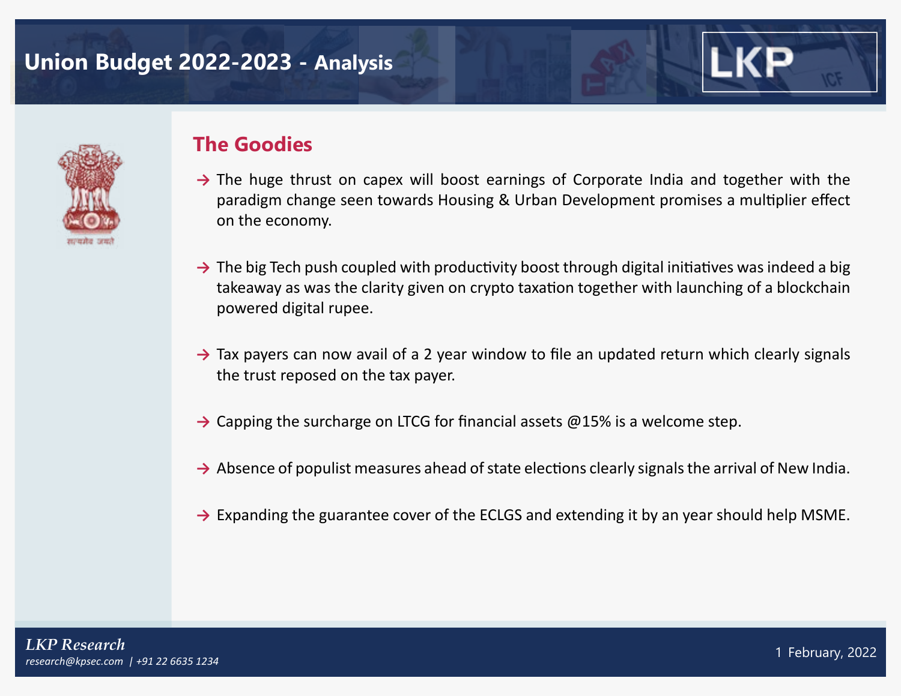# Union Budget 2022-2023 - Analysis

## The Goodies

- The huge thrust on capex will boost earnings of Corporate India and together with the paradigm change seen towards Housing & Urban Development promises a multiplier effect on the economy.
- The big Tech push coupled with productivity boost through digital initiatives was indeed a big takeaway as was the clarity given on crypto taxation together with launching of a blockchain powered digital rupee.
- Tax payers can now avail of a 2 year window to file an updated return which clearly signals the trust reposed on the tax payer.
- Capping the surcharge on LTCG for financial assets @15% is a welcome step.
- Absence of populist measures ahead of state elections clearly signals the arrival of New India.
- Expanding the guarantee cover of the ECLGS and extending it by an year should help MSME.

*LKP Research*
*research@kpsec.com | +91 22 6635 1234*

1 February, 2022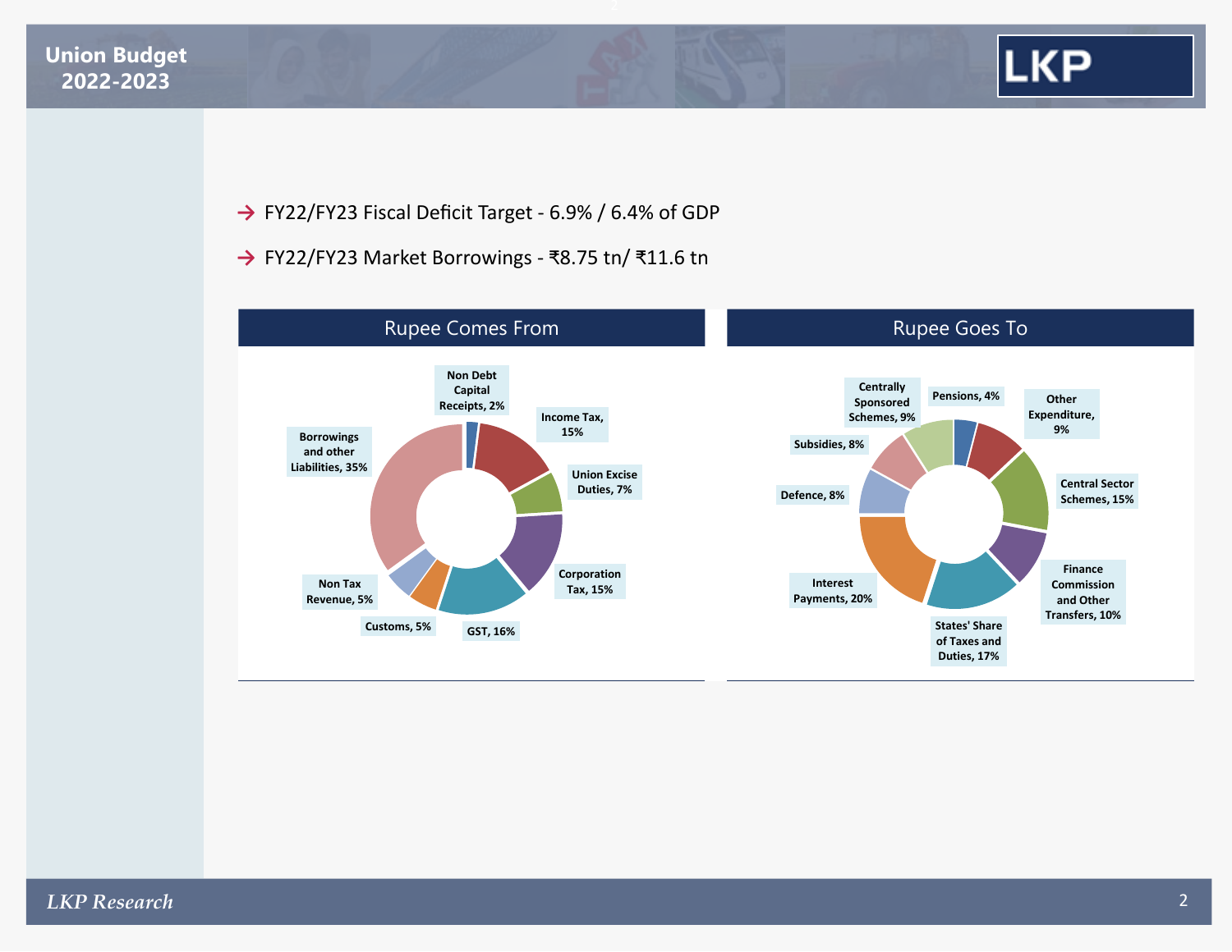- FY22/FY23 Fiscal Deficit Target - 6.9% / 6.4% of GDP
- FY22/FY23 Market Borrowings - ₹8.75 tn/ ₹11.6 tn

## Rupee Comes From

| Source | Share |
|---|---|
| Non Debt Capital Receipts | 2% |
| Income Tax | 15% |
| Union Excise Duties | 7% |
| Corporation Tax | 15% |
| GST | 16% |
| Customs | 5% |
| Non Tax Revenue | 5% |
| Borrowings and other Liabilities | 35% |

## Rupee Goes To

| Item | Share |
|---|---|
| Pensions | 4% |
| Other Expenditure | 9% |
| Central Sector Schemes | 15% |
| Finance Commission and Other Transfers | 10% |
| States' Share of Taxes and Duties | 17% |
| Interest Payments | 20% |
| Defence | 8% |
| Subsidies | 8% |
| Centrally Sponsored Schemes | 9% |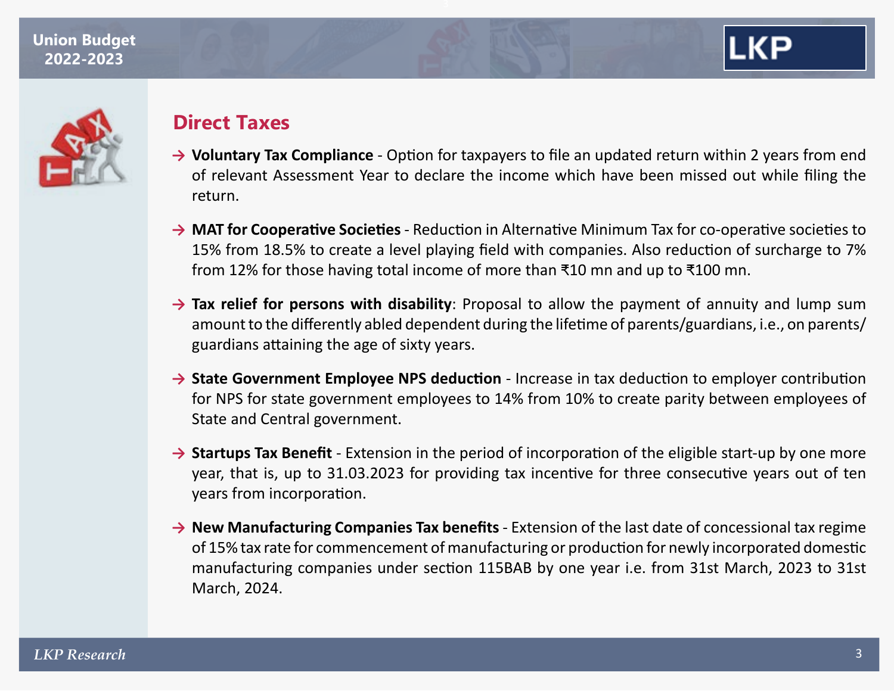## Direct Taxes

- **Voluntary Tax Compliance** - Option for taxpayers to file an updated return within 2 years from end of relevant Assessment Year to declare the income which have been missed out while filing the return.

- **MAT for Cooperative Societies** - Reduction in Alternative Minimum Tax for co-operative societies to 15% from 18.5% to create a level playing field with companies. Also reduction of surcharge to 7% from 12% for those having total income of more than ₹10 mn and up to ₹100 mn.

- **Tax relief for persons with disability**: Proposal to allow the payment of annuity and lump sum amount to the differently abled dependent during the lifetime of parents/guardians, i.e., on parents/ guardians attaining the age of sixty years.

- **State Government Employee NPS deduction** - Increase in tax deduction to employer contribution for NPS for state government employees to 14% from 10% to create parity between employees of State and Central government.

- **Startups Tax Benefit** - Extension in the period of incorporation of the eligible start-up by one more year, that is, up to 31.03.2023 for providing tax incentive for three consecutive years out of ten years from incorporation.

- **New Manufacturing Companies Tax benefits** - Extension of the last date of concessional tax regime of 15% tax rate for commencement of manufacturing or production for newly incorporated domestic manufacturing companies under section 115BAB by one year i.e. from 31st March, 2023 to 31st March, 2024.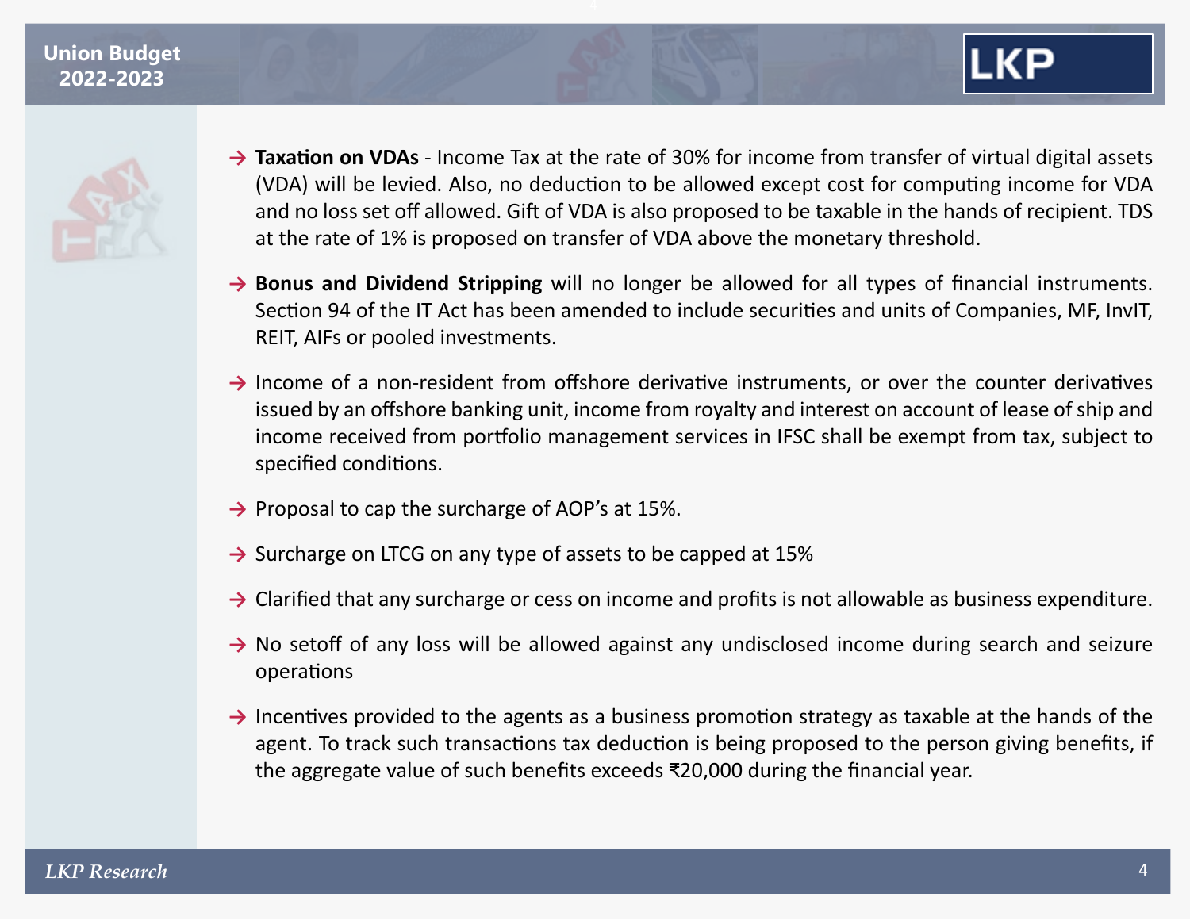- **Taxation on VDAs** - Income Tax at the rate of 30% for income from transfer of virtual digital assets (VDA) will be levied. Also, no deduction to be allowed except cost for computing income for VDA and no loss set off allowed. Gift of VDA is also proposed to be taxable in the hands of recipient. TDS at the rate of 1% is proposed on transfer of VDA above the monetary threshold.
- **Bonus and Dividend Stripping** will no longer be allowed for all types of financial instruments. Section 94 of the IT Act has been amended to include securities and units of Companies, MF, InvIT, REIT, AIFs or pooled investments.
- Income of a non-resident from offshore derivative instruments, or over the counter derivatives issued by an offshore banking unit, income from royalty and interest on account of lease of ship and income received from portfolio management services in IFSC shall be exempt from tax, subject to specified conditions.
- Proposal to cap the surcharge of AOP's at 15%.
- Surcharge on LTCG on any type of assets to be capped at 15%
- Clarified that any surcharge or cess on income and profits is not allowable as business expenditure.
- No setoff of any loss will be allowed against any undisclosed income during search and seizure operations
- Incentives provided to the agents as a business promotion strategy as taxable at the hands of the agent. To track such transactions tax deduction is being proposed to the person giving benefits, if the aggregate value of such benefits exceeds ₹20,000 during the financial year.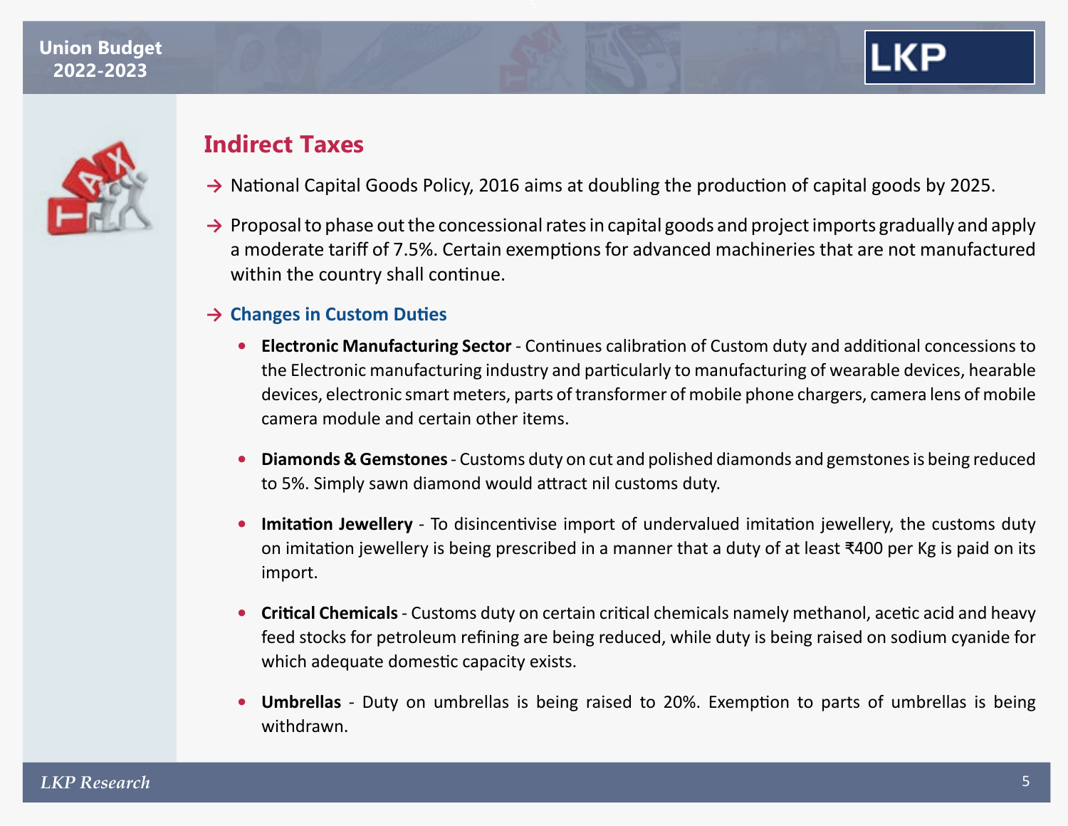## Indirect Taxes

- National Capital Goods Policy, 2016 aims at doubling the production of capital goods by 2025.
- Proposal to phase out the concessional rates in capital goods and project imports gradually and apply a moderate tariff of 7.5%. Certain exemptions for advanced machineries that are not manufactured within the country shall continue.
- **Changes in Custom Duties**
  - **Electronic Manufacturing Sector** - Continues calibration of Custom duty and additional concessions to the Electronic manufacturing industry and particularly to manufacturing of wearable devices, hearable devices, electronic smart meters, parts of transformer of mobile phone chargers, camera lens of mobile camera module and certain other items.
  - **Diamonds & Gemstones** - Customs duty on cut and polished diamonds and gemstones is being reduced to 5%. Simply sawn diamond would attract nil customs duty.
  - **Imitation Jewellery** - To disincentivise import of undervalued imitation jewellery, the customs duty on imitation jewellery is being prescribed in a manner that a duty of at least ₹400 per Kg is paid on its import.
  - **Critical Chemicals** - Customs duty on certain critical chemicals namely methanol, acetic acid and heavy feed stocks for petroleum refining are being reduced, while duty is being raised on sodium cyanide for which adequate domestic capacity exists.
  - **Umbrellas** - Duty on umbrellas is being raised to 20%. Exemption to parts of umbrellas is being withdrawn.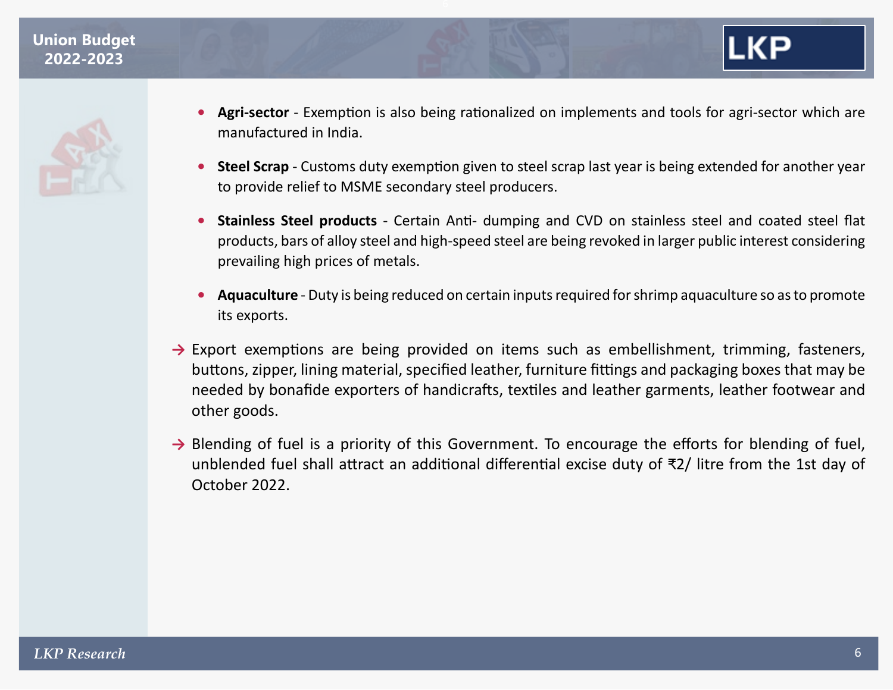- **Agri-sector** - Exemption is also being rationalized on implements and tools for agri-sector which are manufactured in India.
- **Steel Scrap** - Customs duty exemption given to steel scrap last year is being extended for another year to provide relief to MSME secondary steel producers.
- **Stainless Steel products** - Certain Anti- dumping and CVD on stainless steel and coated steel flat products, bars of alloy steel and high-speed steel are being revoked in larger public interest considering prevailing high prices of metals.
- **Aquaculture** - Duty is being reduced on certain inputs required for shrimp aquaculture so as to promote its exports.

→ Export exemptions are being provided on items such as embellishment, trimming, fasteners, buttons, zipper, lining material, specified leather, furniture fittings and packaging boxes that may be needed by bonafide exporters of handicrafts, textiles and leather garments, leather footwear and other goods.

→ Blending of fuel is a priority of this Government. To encourage the efforts for blending of fuel, unblended fuel shall attract an additional differential excise duty of ₹2/ litre from the 1st day of October 2022.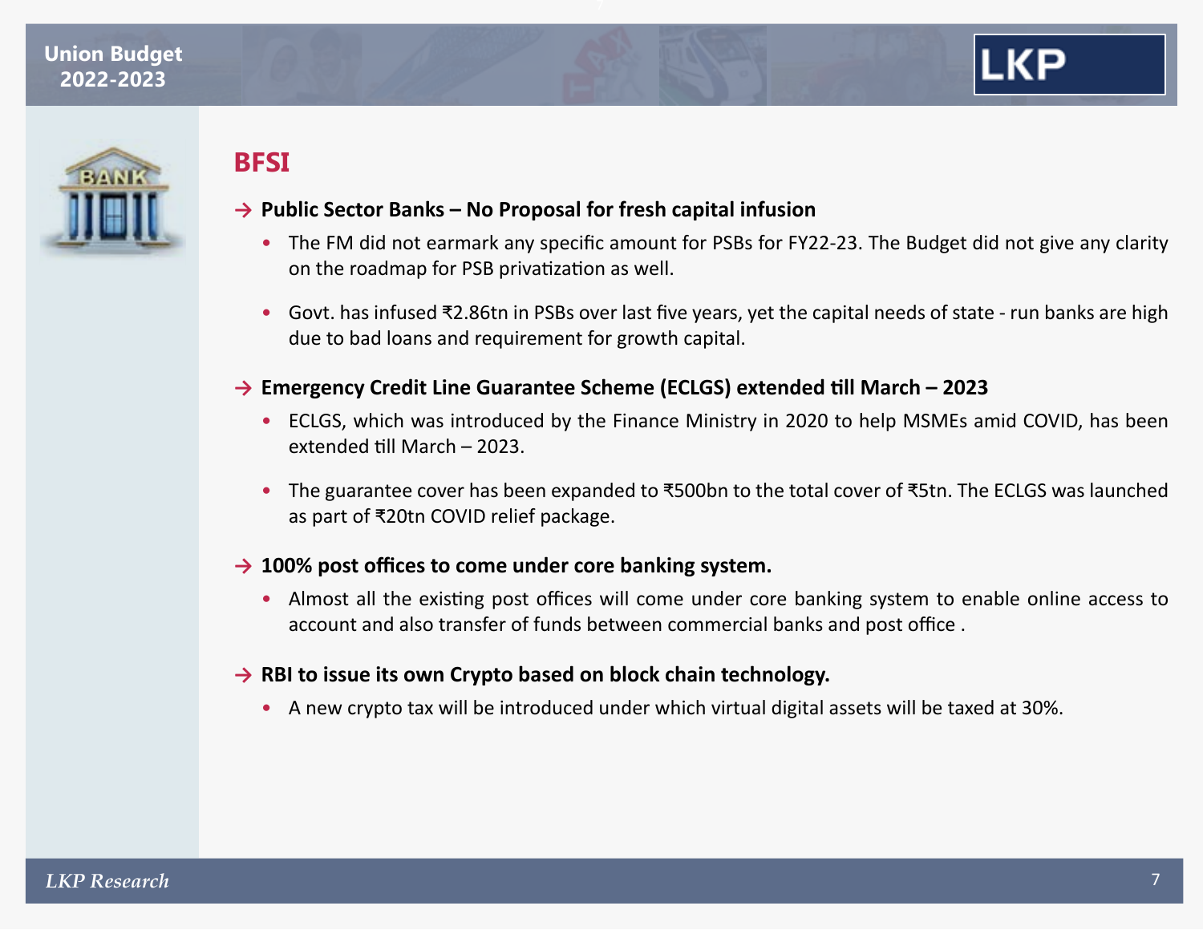## BFSI

### → Public Sector Banks – No Proposal for fresh capital infusion

- The FM did not earmark any specific amount for PSBs for FY22-23. The Budget did not give any clarity on the roadmap for PSB privatization as well.
- Govt. has infused ₹2.86tn in PSBs over last five years, yet the capital needs of state - run banks are high due to bad loans and requirement for growth capital.

### → Emergency Credit Line Guarantee Scheme (ECLGS) extended till March – 2023

- ECLGS, which was introduced by the Finance Ministry in 2020 to help MSMEs amid COVID, has been extended till March – 2023.
- The guarantee cover has been expanded to ₹500bn to the total cover of ₹5tn. The ECLGS was launched as part of ₹20tn COVID relief package.

### → 100% post offices to come under core banking system.

- Almost all the existing post offices will come under core banking system to enable online access to account and also transfer of funds between commercial banks and post office .

### → RBI to issue its own Crypto based on block chain technology.

- A new crypto tax will be introduced under which virtual digital assets will be taxed at 30%.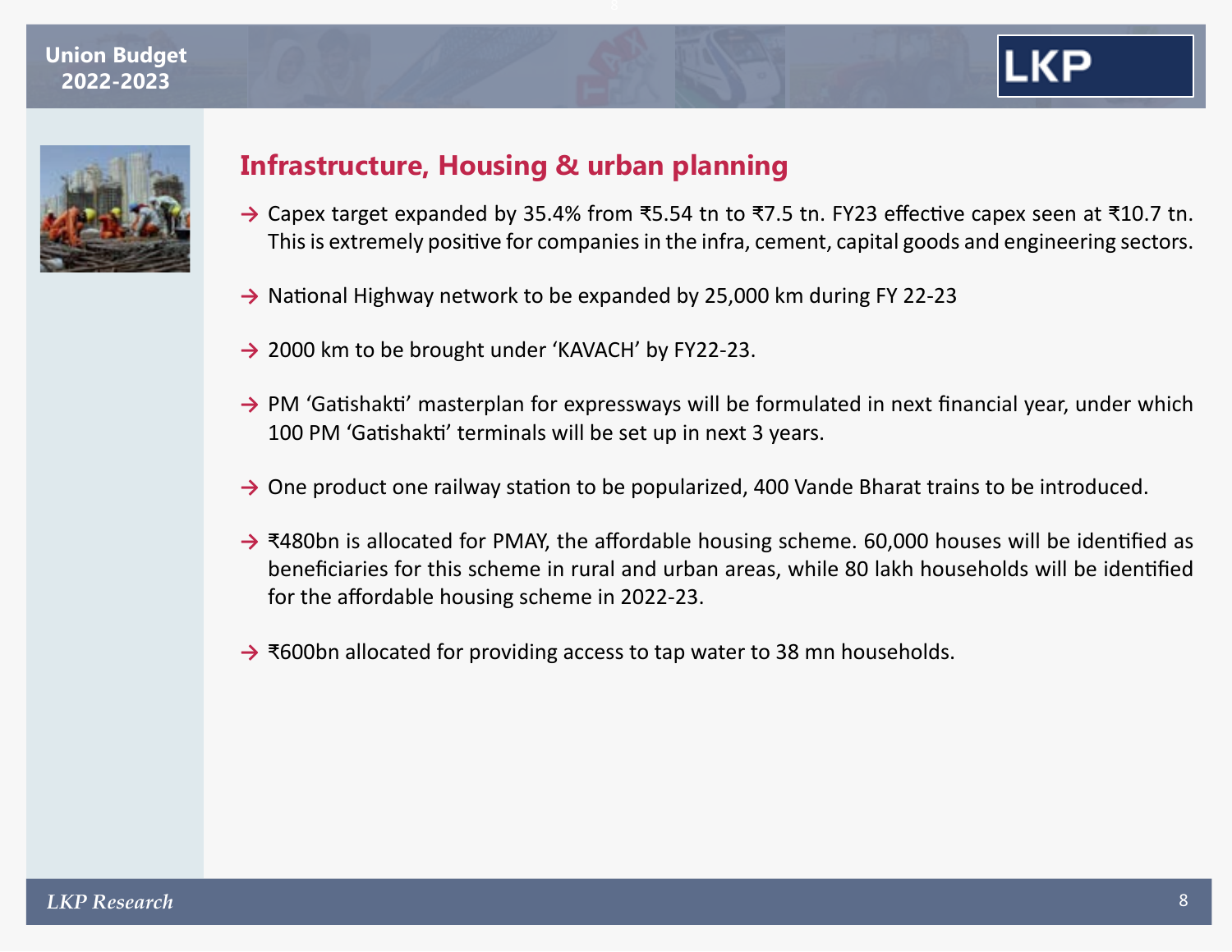## Infrastructure, Housing & urban planning

- Capex target expanded by 35.4% from ₹5.54 tn to ₹7.5 tn. FY23 effective capex seen at ₹10.7 tn. This is extremely positive for companies in the infra, cement, capital goods and engineering sectors.
- National Highway network to be expanded by 25,000 km during FY 22-23
- 2000 km to be brought under 'KAVACH' by FY22-23.
- PM 'Gatishakti' masterplan for expressways will be formulated in next financial year, under which 100 PM 'Gatishakti' terminals will be set up in next 3 years.
- One product one railway station to be popularized, 400 Vande Bharat trains to be introduced.
- ₹480bn is allocated for PMAY, the affordable housing scheme. 60,000 houses will be identified as beneficiaries for this scheme in rural and urban areas, while 80 lakh households will be identified for the affordable housing scheme in 2022-23.
- ₹600bn allocated for providing access to tap water to 38 mn households.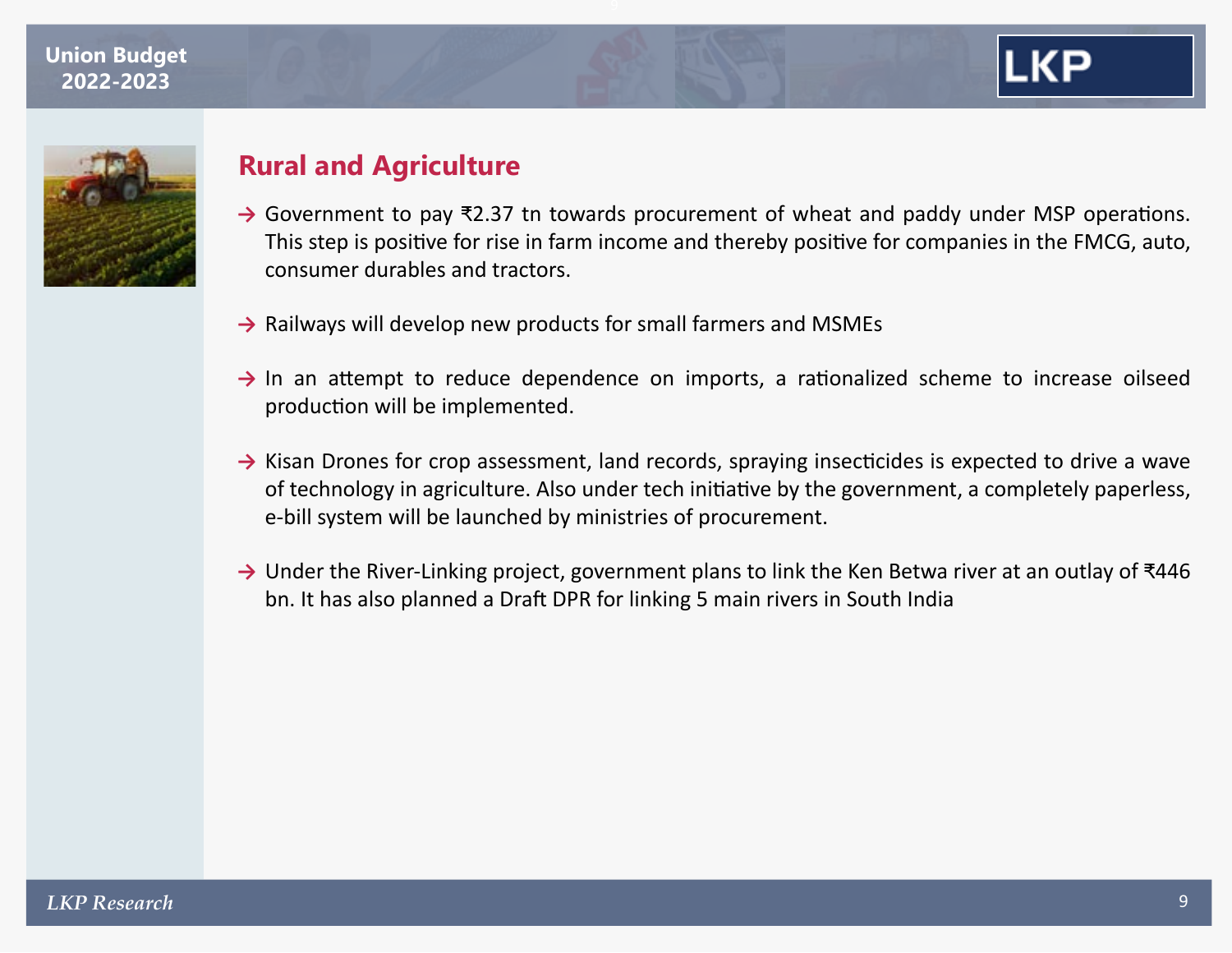## Rural and Agriculture

- Government to pay ₹2.37 tn towards procurement of wheat and paddy under MSP operations. This step is positive for rise in farm income and thereby positive for companies in the FMCG, auto, consumer durables and tractors.

- Railways will develop new products for small farmers and MSMEs

- In an attempt to reduce dependence on imports, a rationalized scheme to increase oilseed production will be implemented.

- Kisan Drones for crop assessment, land records, spraying insecticides is expected to drive a wave of technology in agriculture. Also under tech initiative by the government, a completely paperless, e-bill system will be launched by ministries of procurement.

- Under the River-Linking project, government plans to link the Ken Betwa river at an outlay of ₹446 bn. It has also planned a Draft DPR for linking 5 main rivers in South India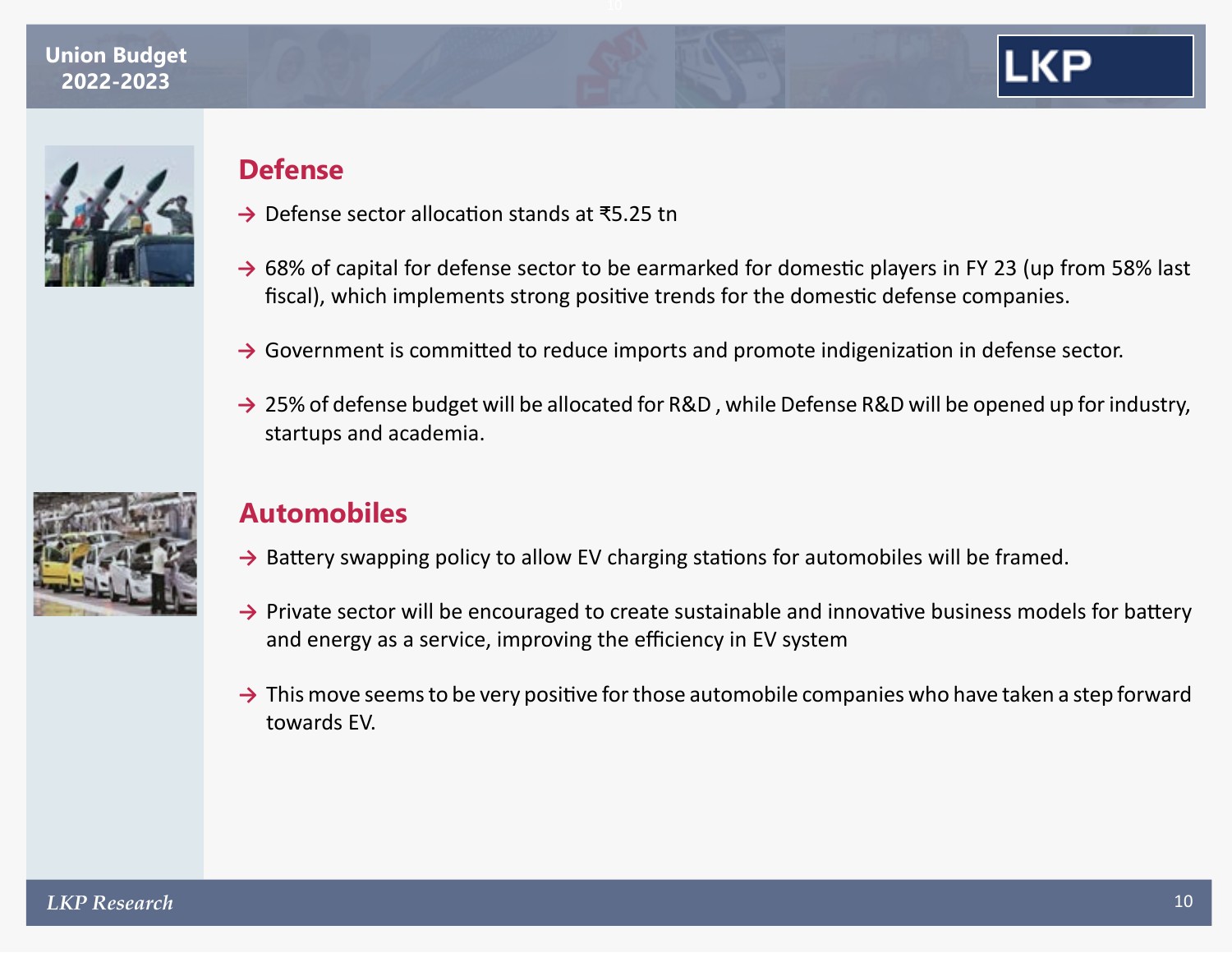## Defense

- Defense sector allocation stands at ₹5.25 tn
- 68% of capital for defense sector to be earmarked for domestic players in FY 23 (up from 58% last fiscal), which implements strong positive trends for the domestic defense companies.
- Government is committed to reduce imports and promote indigenization in defense sector.
- 25% of defense budget will be allocated for R&D , while Defense R&D will be opened up for industry, startups and academia.

## Automobiles

- Battery swapping policy to allow EV charging stations for automobiles will be framed.
- Private sector will be encouraged to create sustainable and innovative business models for battery and energy as a service, improving the efficiency in EV system
- This move seems to be very positive for those automobile companies who have taken a step forward towards EV.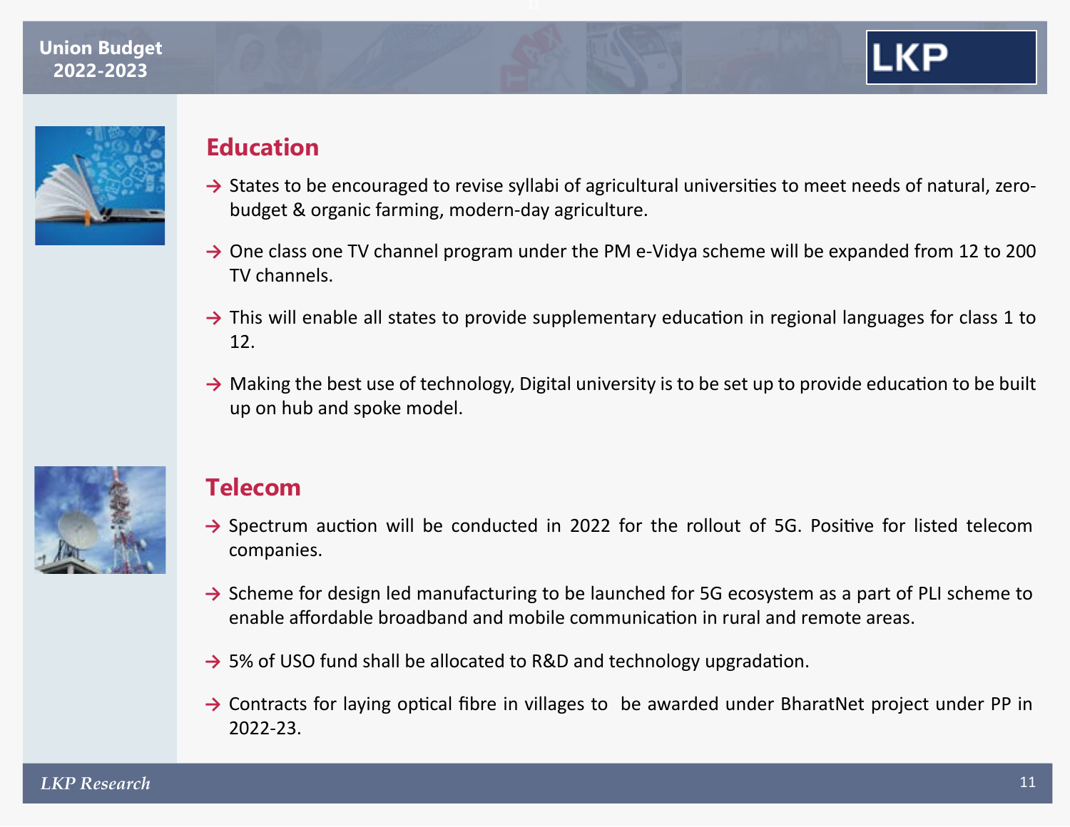## Education

- States to be encouraged to revise syllabi of agricultural universities to meet needs of natural, zero-budget & organic farming, modern-day agriculture.
- One class one TV channel program under the PM e-Vidya scheme will be expanded from 12 to 200 TV channels.
- This will enable all states to provide supplementary education in regional languages for class 1 to 12.
- Making the best use of technology, Digital university is to be set up to provide education to be built up on hub and spoke model.

## Telecom

- Spectrum auction will be conducted in 2022 for the rollout of 5G. Positive for listed telecom companies.
- Scheme for design led manufacturing to be launched for 5G ecosystem as a part of PLI scheme to enable affordable broadband and mobile communication in rural and remote areas.
- 5% of USO fund shall be allocated to R&D and technology upgradation.
- Contracts for laying optical fibre in villages to be awarded under BharatNet project under PP in 2022-23.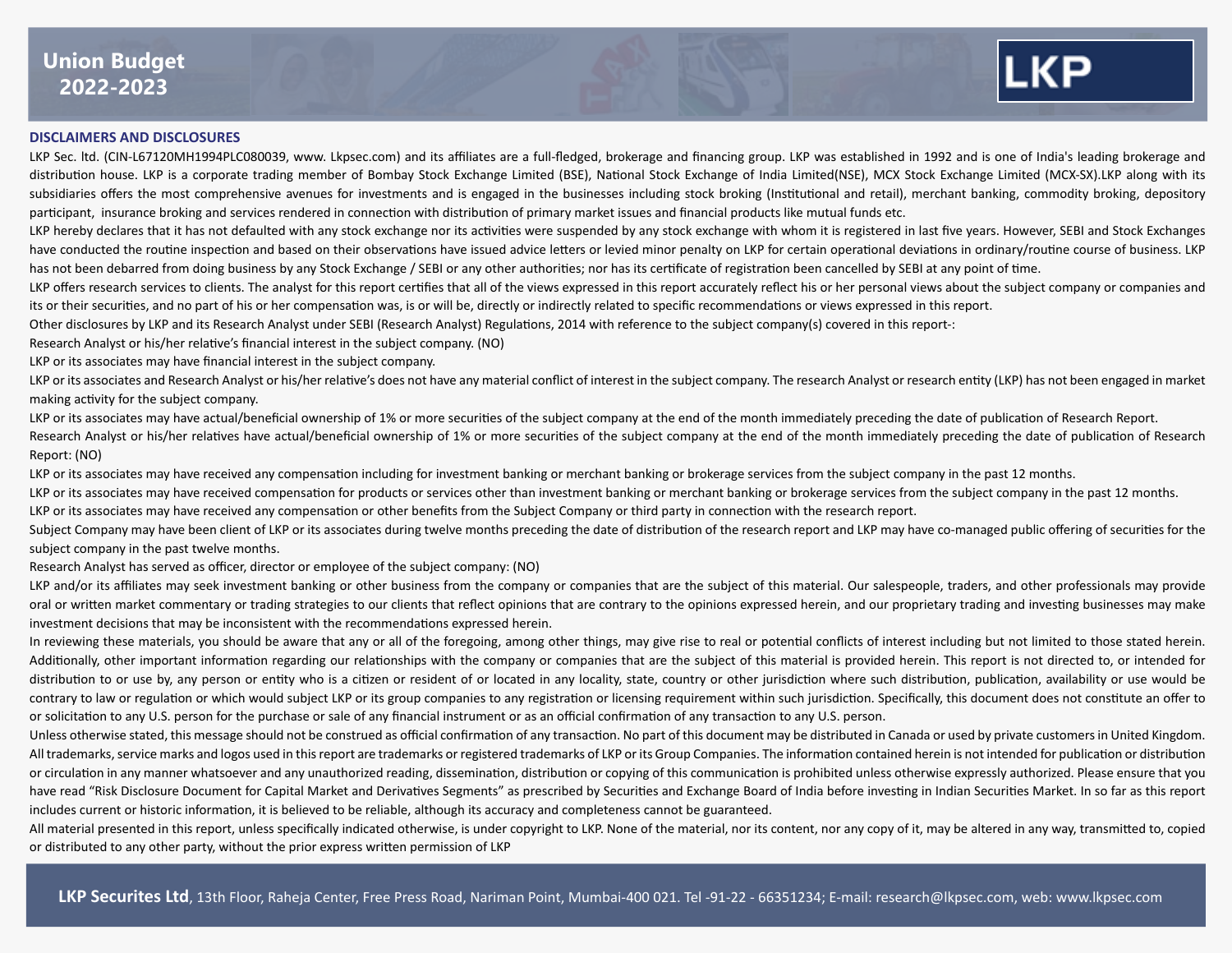# Union Budget 2022-2023

## DISCLAIMERS AND DISCLOSURES

LKP Sec. ltd. (CIN-L67120MH1994PLC080039, www. Lkpsec.com) and its affiliates are a full-fledged, brokerage and financing group. LKP was established in 1992 and is one of India's leading brokerage and distribution house. LKP is a corporate trading member of Bombay Stock Exchange Limited (BSE), National Stock Exchange of India Limited(NSE), MCX Stock Exchange Limited (MCX-SX).LKP along with its subsidiaries offers the most comprehensive avenues for investments and is engaged in the businesses including stock broking (Institutional and retail), merchant banking, commodity broking, depository participant, insurance broking and services rendered in connection with distribution of primary market issues and financial products like mutual funds etc.

LKP hereby declares that it has not defaulted with any stock exchange nor its activities were suspended by any stock exchange with whom it is registered in last five years. However, SEBI and Stock Exchanges have conducted the routine inspection and based on their observations have issued advice letters or levied minor penalty on LKP for certain operational deviations in ordinary/routine course of business. LKP has not been debarred from doing business by any Stock Exchange / SEBI or any other authorities; nor has its certificate of registration been cancelled by SEBI at any point of time.

LKP offers research services to clients. The analyst for this report certifies that all of the views expressed in this report accurately reflect his or her personal views about the subject company or companies and its or their securities, and no part of his or her compensation was, is or will be, directly or indirectly related to specific recommendations or views expressed in this report.

Other disclosures by LKP and its Research Analyst under SEBI (Research Analyst) Regulations, 2014 with reference to the subject company(s) covered in this report-:

Research Analyst or his/her relative's financial interest in the subject company. (NO)

LKP or its associates may have financial interest in the subject company.

LKP or its associates and Research Analyst or his/her relative's does not have any material conflict of interest in the subject company. The research Analyst or research entity (LKP) has not been engaged in market making activity for the subject company.

LKP or its associates may have actual/beneficial ownership of 1% or more securities of the subject company at the end of the month immediately preceding the date of publication of Research Report.

Research Analyst or his/her relatives have actual/beneficial ownership of 1% or more securities of the subject company at the end of the month immediately preceding the date of publication of Research Report: (NO)

LKP or its associates may have received any compensation including for investment banking or merchant banking or brokerage services from the subject company in the past 12 months.

LKP or its associates may have received compensation for products or services other than investment banking or merchant banking or brokerage services from the subject company in the past 12 months.

LKP or its associates may have received any compensation or other benefits from the Subject Company or third party in connection with the research report.

Subject Company may have been client of LKP or its associates during twelve months preceding the date of distribution of the research report and LKP may have co-managed public offering of securities for the subject company in the past twelve months.

Research Analyst has served as officer, director or employee of the subject company: (NO)

LKP and/or its affiliates may seek investment banking or other business from the company or companies that are the subject of this material. Our salespeople, traders, and other professionals may provide oral or written market commentary or trading strategies to our clients that reflect opinions that are contrary to the opinions expressed herein, and our proprietary trading and investing businesses may make investment decisions that may be inconsistent with the recommendations expressed herein.

In reviewing these materials, you should be aware that any or all of the foregoing, among other things, may give rise to real or potential conflicts of interest including but not limited to those stated herein. Additionally, other important information regarding our relationships with the company or companies that are the subject of this material is provided herein. This report is not directed to, or intended for distribution to or use by, any person or entity who is a citizen or resident of or located in any locality, state, country or other jurisdiction where such distribution, publication, availability or use would be contrary to law or regulation or which would subject LKP or its group companies to any registration or licensing requirement within such jurisdiction. Specifically, this document does not constitute an offer to or solicitation to any U.S. person for the purchase or sale of any financial instrument or as an official confirmation of any transaction to any U.S. person.

Unless otherwise stated, this message should not be construed as official confirmation of any transaction. No part of this document may be distributed in Canada or used by private customers in United Kingdom. All trademarks, service marks and logos used in this report are trademarks or registered trademarks of LKP or its Group Companies. The information contained herein is not intended for publication or distribution or circulation in any manner whatsoever and any unauthorized reading, dissemination, distribution or copying of this communication is prohibited unless otherwise expressly authorized. Please ensure that you have read "Risk Disclosure Document for Capital Market and Derivatives Segments" as prescribed by Securities and Exchange Board of India before investing in Indian Securities Market. In so far as this report includes current or historic information, it is believed to be reliable, although its accuracy and completeness cannot be guaranteed.

All material presented in this report, unless specifically indicated otherwise, is under copyright to LKP. None of the material, nor its content, nor any copy of it, may be altered in any way, transmitted to, copied or distributed to any other party, without the prior express written permission of LKP

**LKP Securites Ltd**, 13th Floor, Raheja Center, Free Press Road, Nariman Point, Mumbai-400 021. Tel -91-22 - 66351234; E-mail: research@lkpsec.com, web: www.lkpsec.com